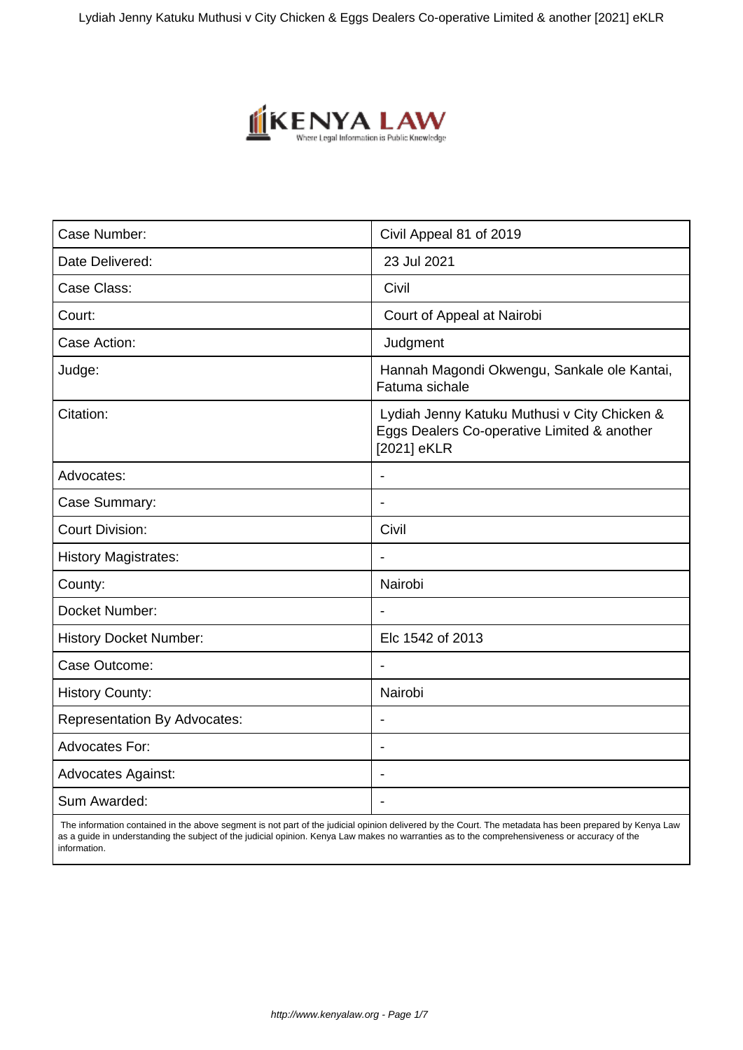| Case Number: | Civil Appeal 81 of 2019 |
| --- | --- |
| Date Delivered: | 23 Jul 2021 |
| Case Class: | Civil |
| Court: | Court of Appeal at Nairobi |
| Case Action: | Judgment |
| Judge: | Hannah Magondi Okwengu, Sankale ole Kantai, Fatuma sichale |
| Citation: | Lydiah Jenny Katuku Muthusi v City Chicken & Eggs Dealers Co-operative Limited & another [2021] eKLR |
| Advocates: | - |
| Case Summary: | - |
| Court Division: | Civil |
| History Magistrates: | - |
| County: | Nairobi |
| Docket Number: | - |
| History Docket Number: | Elc 1542 of 2013 |
| Case Outcome: | - |
| History County: | Nairobi |
| Representation By Advocates: | - |
| Advocates For: | - |
| Advocates Against: | - |
| Sum Awarded: | - |

The information contained in the above segment is not part of the judicial opinion delivered by the Court. The metadata has been prepared by Kenya Law as a guide in understanding the subject of the judicial opinion. Kenya Law makes no warranties as to the comprehensiveness or accuracy of the information.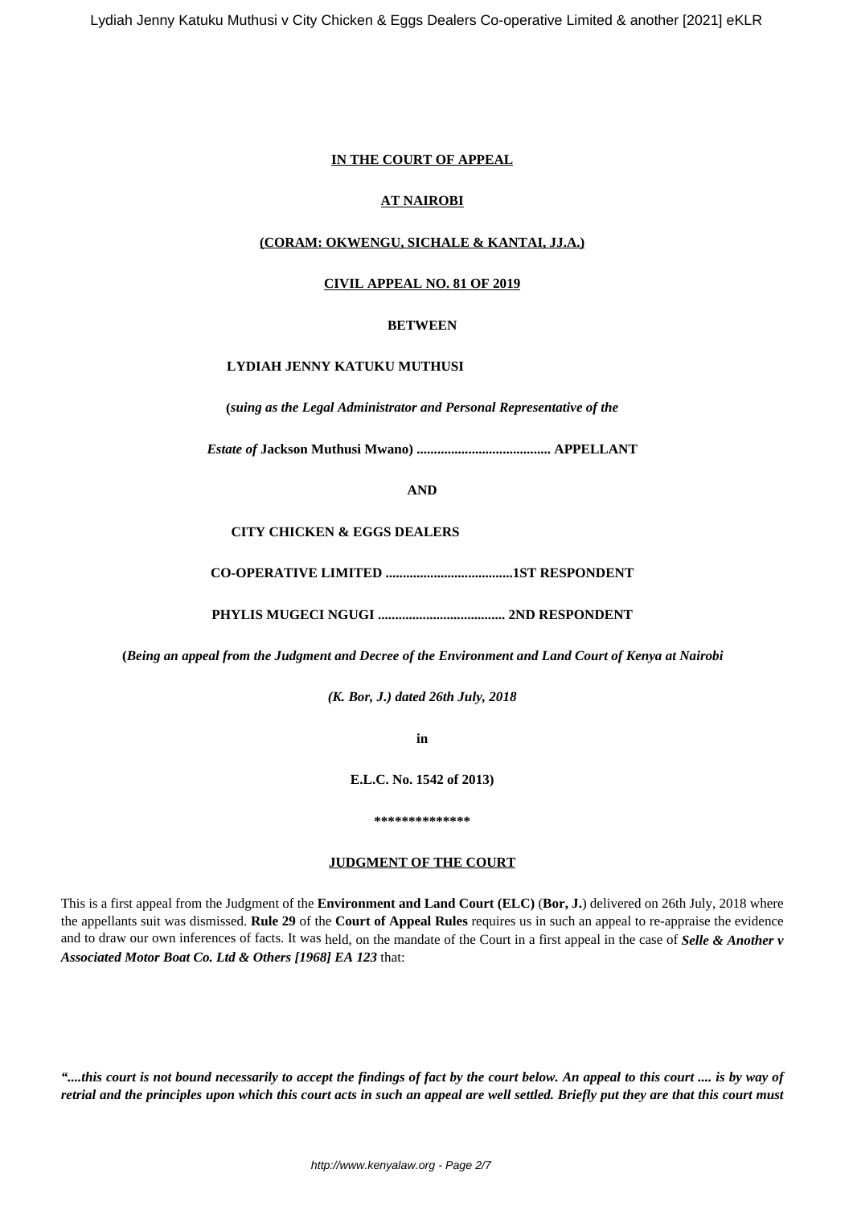**IN THE COURT OF APPEAL**

**AT NAIROBI**

**(CORAM: OKWENGU, SICHALE & KANTAI, JJ.A.)**

**CIVIL APPEAL NO. 81 OF 2019**

**BETWEEN**

**LYDIAH JENNY KATUKU MUTHUSI**

**(*suing as the Legal Administrator and Personal Representative of the***

***Estate of* Jackson Muthusi Mwano) ....................................... APPELLANT**

**AND**

**CITY CHICKEN & EGGS DEALERS**

**CO-OPERATIVE LIMITED .....................................1ST RESPONDENT**

**PHYLIS MUGECI NGUGI ..................................... 2ND RESPONDENT**

**(*Being an appeal from the Judgment and Decree of the Environment and Land Court of Kenya at Nairobi***

***(K. Bor, J.) dated 26th July, 2018***

**in**

**E.L.C. No. 1542 of 2013)**

**\*\*\*\*\*\*\*\*\*\*\*\*\*\***

## JUDGMENT OF THE COURT

This is a first appeal from the Judgment of the **Environment and Land Court (ELC)** (**Bor, J.**) delivered on 26th July, 2018 where the appellants suit was dismissed. **Rule 29** of the **Court of Appeal Rules** requires us in such an appeal to re-appraise the evidence and to draw our own inferences of facts. It was held, on the mandate of the Court in a first appeal in the case of ***Selle & Another v Associated Motor Boat Co. Ltd & Others [1968] EA 123*** that:

***"....this court is not bound necessarily to accept the findings of fact by the court below. An appeal to this court .... is by way of retrial and the principles upon which this court acts in such an appeal are well settled. Briefly put they are that this court must***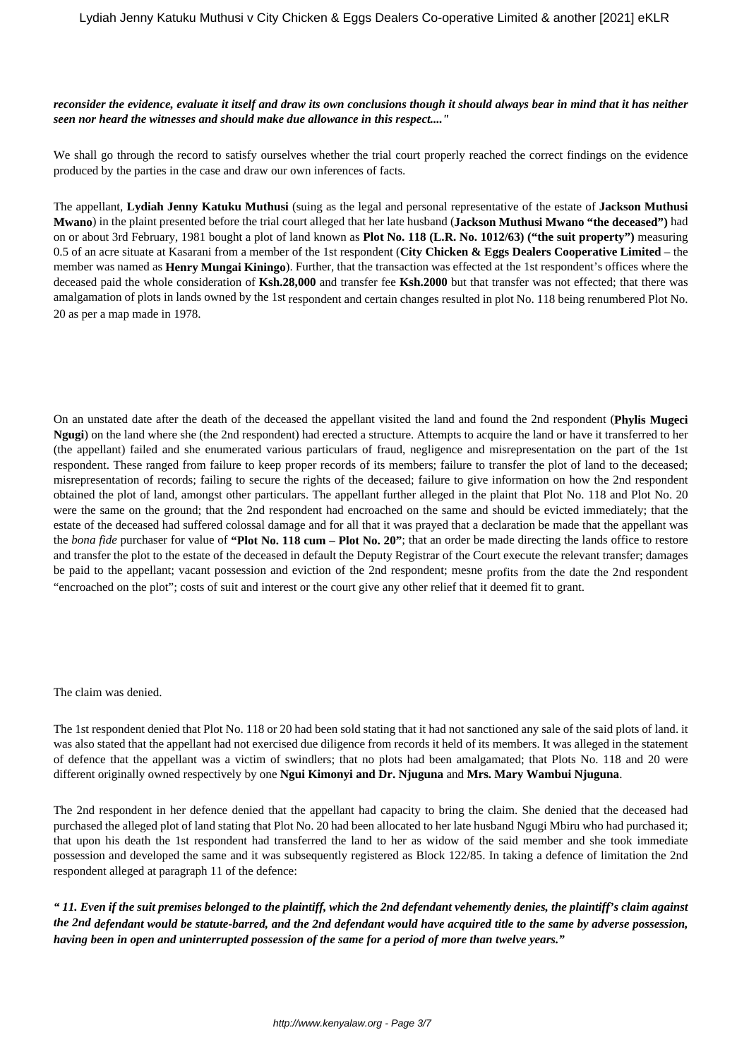***reconsider the evidence, evaluate it itself and draw its own conclusions though it should always bear in mind that it has neither seen nor heard the witnesses and should make due allowance in this respect...."***

We shall go through the record to satisfy ourselves whether the trial court properly reached the correct findings on the evidence produced by the parties in the case and draw our own inferences of facts.

The appellant, **Lydiah Jenny Katuku Muthusi** (suing as the legal and personal representative of the estate of **Jackson Muthusi Mwano**) in the plaint presented before the trial court alleged that her late husband (**Jackson Muthusi Mwano "the deceased")** had on or about 3rd February, 1981 bought a plot of land known as **Plot No. 118 (L.R. No. 1012/63) ("the suit property")** measuring 0.5 of an acre situate at Kasarani from a member of the 1st respondent (**City Chicken & Eggs Dealers Cooperative Limited** – the member was named as **Henry Mungai Kiningo**). Further, that the transaction was effected at the 1st respondent's offices where the deceased paid the whole consideration of **Ksh.28,000** and transfer fee **Ksh.2000** but that transfer was not effected; that there was amalgamation of plots in lands owned by the 1st respondent and certain changes resulted in plot No. 118 being renumbered Plot No. 20 as per a map made in 1978.

On an unstated date after the death of the deceased the appellant visited the land and found the 2nd respondent (**Phylis Mugeci Ngugi**) on the land where she (the 2nd respondent) had erected a structure. Attempts to acquire the land or have it transferred to her (the appellant) failed and she enumerated various particulars of fraud, negligence and misrepresentation on the part of the 1st respondent. These ranged from failure to keep proper records of its members; failure to transfer the plot of land to the deceased; misrepresentation of records; failing to secure the rights of the deceased; failure to give information on how the 2nd respondent obtained the plot of land, amongst other particulars. The appellant further alleged in the plaint that Plot No. 118 and Plot No. 20 were the same on the ground; that the 2nd respondent had encroached on the same and should be evicted immediately; that the estate of the deceased had suffered colossal damage and for all that it was prayed that a declaration be made that the appellant was the *bona fide* purchaser for value of **"Plot No. 118 cum – Plot No. 20"**; that an order be made directing the lands office to restore and transfer the plot to the estate of the deceased in default the Deputy Registrar of the Court execute the relevant transfer; damages be paid to the appellant; vacant possession and eviction of the 2nd respondent; mesne profits from the date the 2nd respondent "encroached on the plot"; costs of suit and interest or the court give any other relief that it deemed fit to grant.

The claim was denied.

The 1st respondent denied that Plot No. 118 or 20 had been sold stating that it had not sanctioned any sale of the said plots of land. it was also stated that the appellant had not exercised due diligence from records it held of its members. It was alleged in the statement of defence that the appellant was a victim of swindlers; that no plots had been amalgamated; that Plots No. 118 and 20 were different originally owned respectively by one **Ngui Kimonyi and Dr. Njuguna** and **Mrs. Mary Wambui Njuguna**.

The 2nd respondent in her defence denied that the appellant had capacity to bring the claim. She denied that the deceased had purchased the alleged plot of land stating that Plot No. 20 had been allocated to her late husband Ngugi Mbiru who had purchased it; that upon his death the 1st respondent had transferred the land to her as widow of the said member and she took immediate possession and developed the same and it was subsequently registered as Block 122/85. In taking a defence of limitation the 2nd respondent alleged at paragraph 11 of the defence:

***" 11. Even if the suit premises belonged to the plaintiff, which the 2nd defendant vehemently denies, the plaintiff's claim against the 2nd defendant would be statute-barred, and the 2nd defendant would have acquired title to the same by adverse possession, having been in open and uninterrupted possession of the same for a period of more than twelve years."***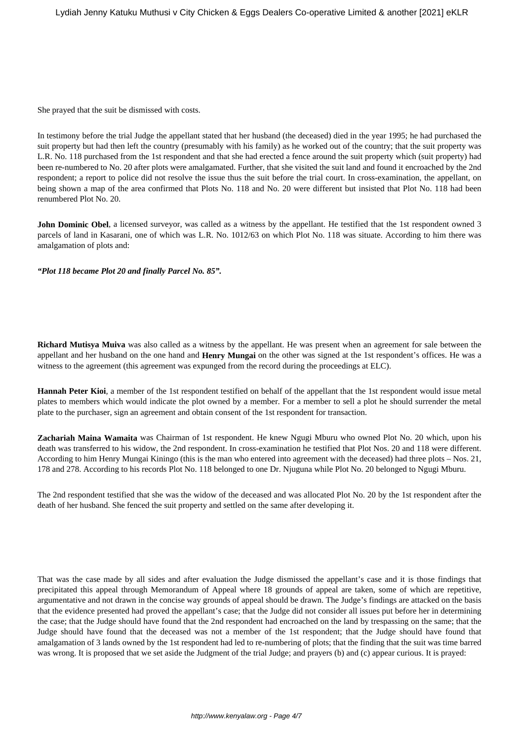She prayed that the suit be dismissed with costs.

In testimony before the trial Judge the appellant stated that her husband (the deceased) died in the year 1995; he had purchased the suit property but had then left the country (presumably with his family) as he worked out of the country; that the suit property was L.R. No. 118 purchased from the 1st respondent and that she had erected a fence around the suit property which (suit property) had been re-numbered to No. 20 after plots were amalgamated. Further, that she visited the suit land and found it encroached by the 2nd respondent; a report to police did not resolve the issue thus the suit before the trial court. In cross-examination, the appellant, on being shown a map of the area confirmed that Plots No. 118 and No. 20 were different but insisted that Plot No. 118 had been renumbered Plot No. 20.

**John Dominic Obel**, a licensed surveyor, was called as a witness by the appellant. He testified that the 1st respondent owned 3 parcels of land in Kasarani, one of which was L.R. No. 1012/63 on which Plot No. 118 was situate. According to him there was amalgamation of plots and:

***"Plot 118 became Plot 20 and finally Parcel No. 85".***

**Richard Mutisya Muiva** was also called as a witness by the appellant. He was present when an agreement for sale between the appellant and her husband on the one hand and **Henry Mungai** on the other was signed at the 1st respondent's offices. He was a witness to the agreement (this agreement was expunged from the record during the proceedings at ELC).

**Hannah Peter Kioi**, a member of the 1st respondent testified on behalf of the appellant that the 1st respondent would issue metal plates to members which would indicate the plot owned by a member. For a member to sell a plot he should surrender the metal plate to the purchaser, sign an agreement and obtain consent of the 1st respondent for transaction.

**Zachariah Maina Wamaita** was Chairman of 1st respondent. He knew Ngugi Mburu who owned Plot No. 20 which, upon his death was transferred to his widow, the 2nd respondent. In cross-examination he testified that Plot Nos. 20 and 118 were different. According to him Henry Mungai Kiningo (this is the man who entered into agreement with the deceased) had three plots – Nos. 21, 178 and 278. According to his records Plot No. 118 belonged to one Dr. Njuguna while Plot No. 20 belonged to Ngugi Mburu.

The 2nd respondent testified that she was the widow of the deceased and was allocated Plot No. 20 by the 1st respondent after the death of her husband. She fenced the suit property and settled on the same after developing it.

That was the case made by all sides and after evaluation the Judge dismissed the appellant's case and it is those findings that precipitated this appeal through Memorandum of Appeal where 18 grounds of appeal are taken, some of which are repetitive, argumentative and not drawn in the concise way grounds of appeal should be drawn. The Judge's findings are attacked on the basis that the evidence presented had proved the appellant's case; that the Judge did not consider all issues put before her in determining the case; that the Judge should have found that the 2nd respondent had encroached on the land by trespassing on the same; that the Judge should have found that the deceased was not a member of the 1st respondent; that the Judge should have found that amalgamation of 3 lands owned by the 1st respondent had led to re-numbering of plots; that the finding that the suit was time barred was wrong. It is proposed that we set aside the Judgment of the trial Judge; and prayers (b) and (c) appear curious. It is prayed: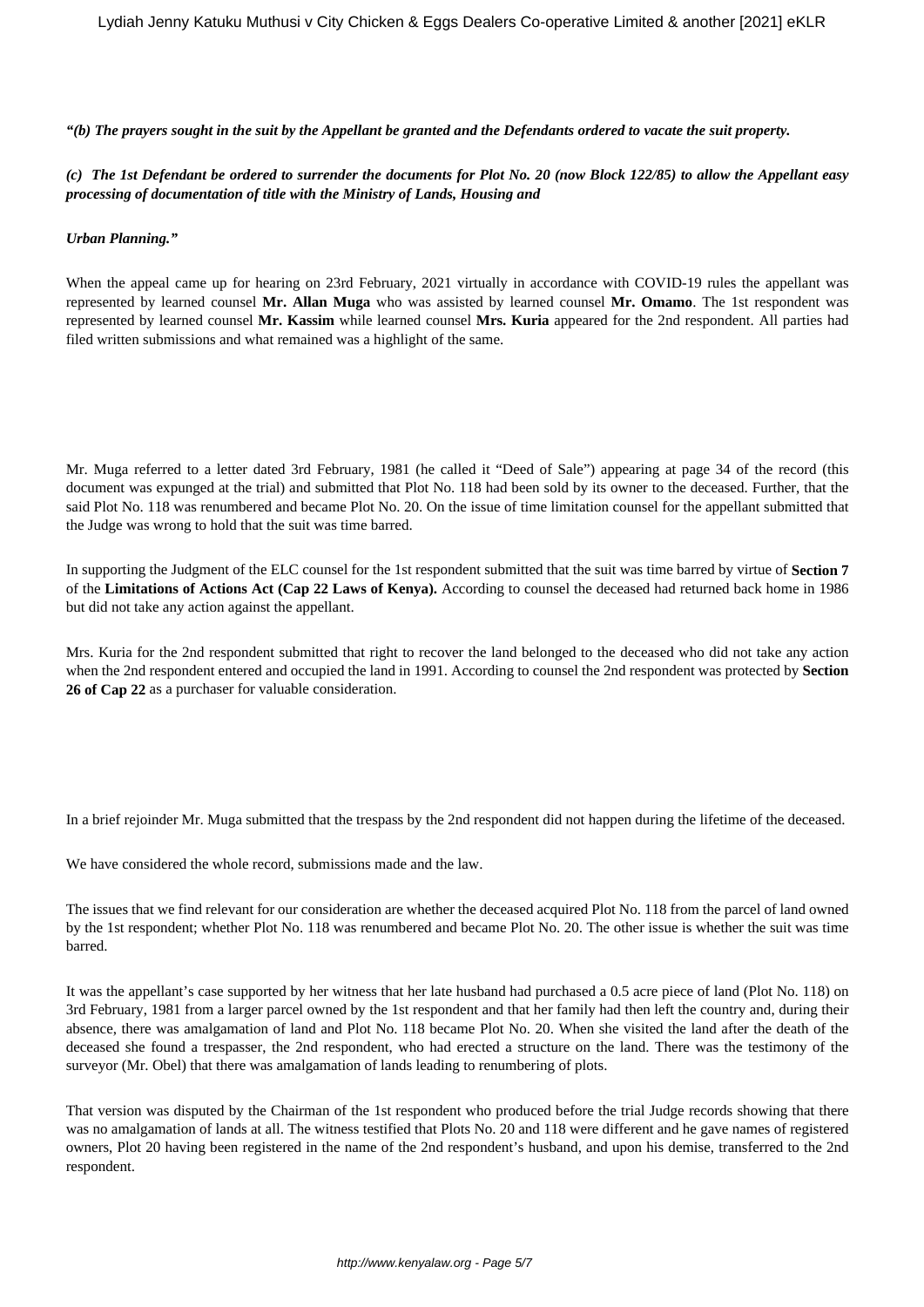***"(b) The prayers sought in the suit by the Appellant be granted and the Defendants ordered to vacate the suit property.***

***(c) The 1st Defendant be ordered to surrender the documents for Plot No. 20 (now Block 122/85) to allow the Appellant easy processing of documentation of title with the Ministry of Lands, Housing and***

***Urban Planning."***

When the appeal came up for hearing on 23rd February, 2021 virtually in accordance with COVID-19 rules the appellant was represented by learned counsel **Mr. Allan Muga** who was assisted by learned counsel **Mr. Omamo**. The 1st respondent was represented by learned counsel **Mr. Kassim** while learned counsel **Mrs. Kuria** appeared for the 2nd respondent. All parties had filed written submissions and what remained was a highlight of the same.

Mr. Muga referred to a letter dated 3rd February, 1981 (he called it "Deed of Sale") appearing at page 34 of the record (this document was expunged at the trial) and submitted that Plot No. 118 had been sold by its owner to the deceased. Further, that the said Plot No. 118 was renumbered and became Plot No. 20. On the issue of time limitation counsel for the appellant submitted that the Judge was wrong to hold that the suit was time barred.

In supporting the Judgment of the ELC counsel for the 1st respondent submitted that the suit was time barred by virtue of **Section 7** of the **Limitations of Actions Act (Cap 22 Laws of Kenya).** According to counsel the deceased had returned back home in 1986 but did not take any action against the appellant.

Mrs. Kuria for the 2nd respondent submitted that right to recover the land belonged to the deceased who did not take any action when the 2nd respondent entered and occupied the land in 1991. According to counsel the 2nd respondent was protected by **Section 26 of Cap 22** as a purchaser for valuable consideration.

In a brief rejoinder Mr. Muga submitted that the trespass by the 2nd respondent did not happen during the lifetime of the deceased.

We have considered the whole record, submissions made and the law.

The issues that we find relevant for our consideration are whether the deceased acquired Plot No. 118 from the parcel of land owned by the 1st respondent; whether Plot No. 118 was renumbered and became Plot No. 20. The other issue is whether the suit was time barred.

It was the appellant's case supported by her witness that her late husband had purchased a 0.5 acre piece of land (Plot No. 118) on 3rd February, 1981 from a larger parcel owned by the 1st respondent and that her family had then left the country and, during their absence, there was amalgamation of land and Plot No. 118 became Plot No. 20. When she visited the land after the death of the deceased she found a trespasser, the 2nd respondent, who had erected a structure on the land. There was the testimony of the surveyor (Mr. Obel) that there was amalgamation of lands leading to renumbering of plots.

That version was disputed by the Chairman of the 1st respondent who produced before the trial Judge records showing that there was no amalgamation of lands at all. The witness testified that Plots No. 20 and 118 were different and he gave names of registered owners, Plot 20 having been registered in the name of the 2nd respondent's husband, and upon his demise, transferred to the 2nd respondent.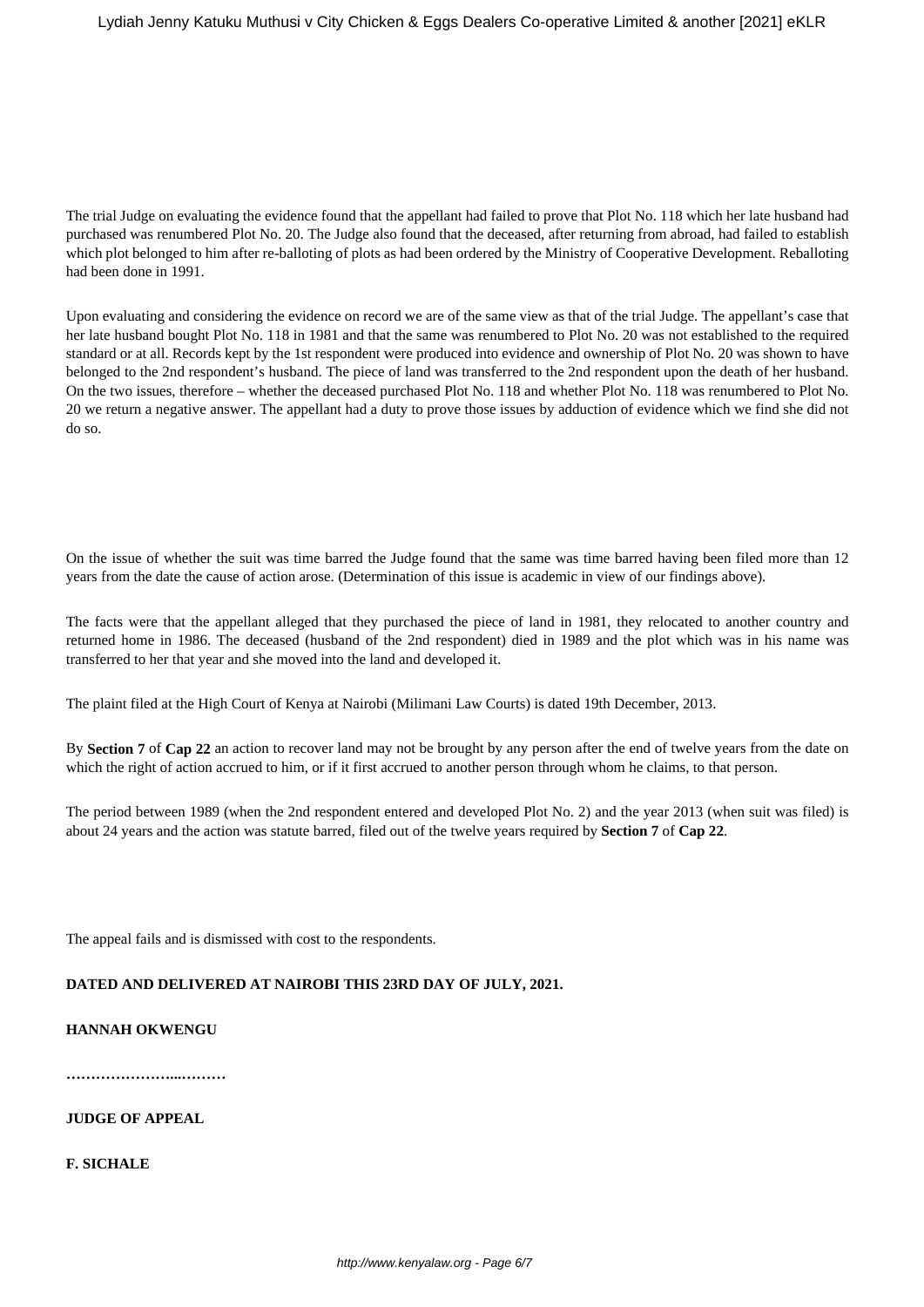The trial Judge on evaluating the evidence found that the appellant had failed to prove that Plot No. 118 which her late husband had purchased was renumbered Plot No. 20. The Judge also found that the deceased, after returning from abroad, had failed to establish which plot belonged to him after re-balloting of plots as had been ordered by the Ministry of Cooperative Development. Reballoting had been done in 1991.

Upon evaluating and considering the evidence on record we are of the same view as that of the trial Judge. The appellant's case that her late husband bought Plot No. 118 in 1981 and that the same was renumbered to Plot No. 20 was not established to the required standard or at all. Records kept by the 1st respondent were produced into evidence and ownership of Plot No. 20 was shown to have belonged to the 2nd respondent's husband. The piece of land was transferred to the 2nd respondent upon the death of her husband. On the two issues, therefore – whether the deceased purchased Plot No. 118 and whether Plot No. 118 was renumbered to Plot No. 20 we return a negative answer. The appellant had a duty to prove those issues by adduction of evidence which we find she did not do so.

On the issue of whether the suit was time barred the Judge found that the same was time barred having been filed more than 12 years from the date the cause of action arose. (Determination of this issue is academic in view of our findings above).

The facts were that the appellant alleged that they purchased the piece of land in 1981, they relocated to another country and returned home in 1986. The deceased (husband of the 2nd respondent) died in 1989 and the plot which was in his name was transferred to her that year and she moved into the land and developed it.

The plaint filed at the High Court of Kenya at Nairobi (Milimani Law Courts) is dated 19th December, 2013.

By **Section 7** of **Cap 22** an action to recover land may not be brought by any person after the end of twelve years from the date on which the right of action accrued to him, or if it first accrued to another person through whom he claims, to that person.

The period between 1989 (when the 2nd respondent entered and developed Plot No. 2) and the year 2013 (when suit was filed) is about 24 years and the action was statute barred, filed out of the twelve years required by **Section 7** of **Cap 22**.

The appeal fails and is dismissed with cost to the respondents.

**DATED AND DELIVERED AT NAIROBI THIS 23RD DAY OF JULY, 2021.**

**HANNAH OKWENGU**

**…………………...………**

**JUDGE OF APPEAL**

**F. SICHALE**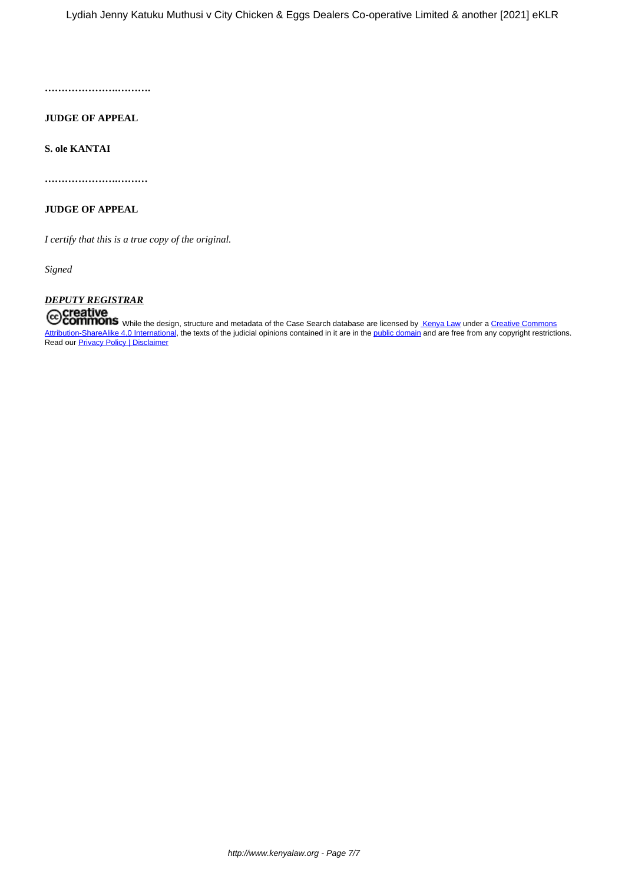……………………………

**JUDGE OF APPEAL**

**S. ole KANTAI**

……………………………

**JUDGE OF APPEAL**

*I certify that this is a true copy of the original.*

*Signed*

***DEPUTY REGISTRAR***

creative commons While the design, structure and metadata of the Case Search database are licensed by Kenya Law under a Creative Commons Attribution-ShareAlike 4.0 International, the texts of the judicial opinions contained in it are in the public domain and are free from any copyright restrictions. Read our Privacy Policy | Disclaimer